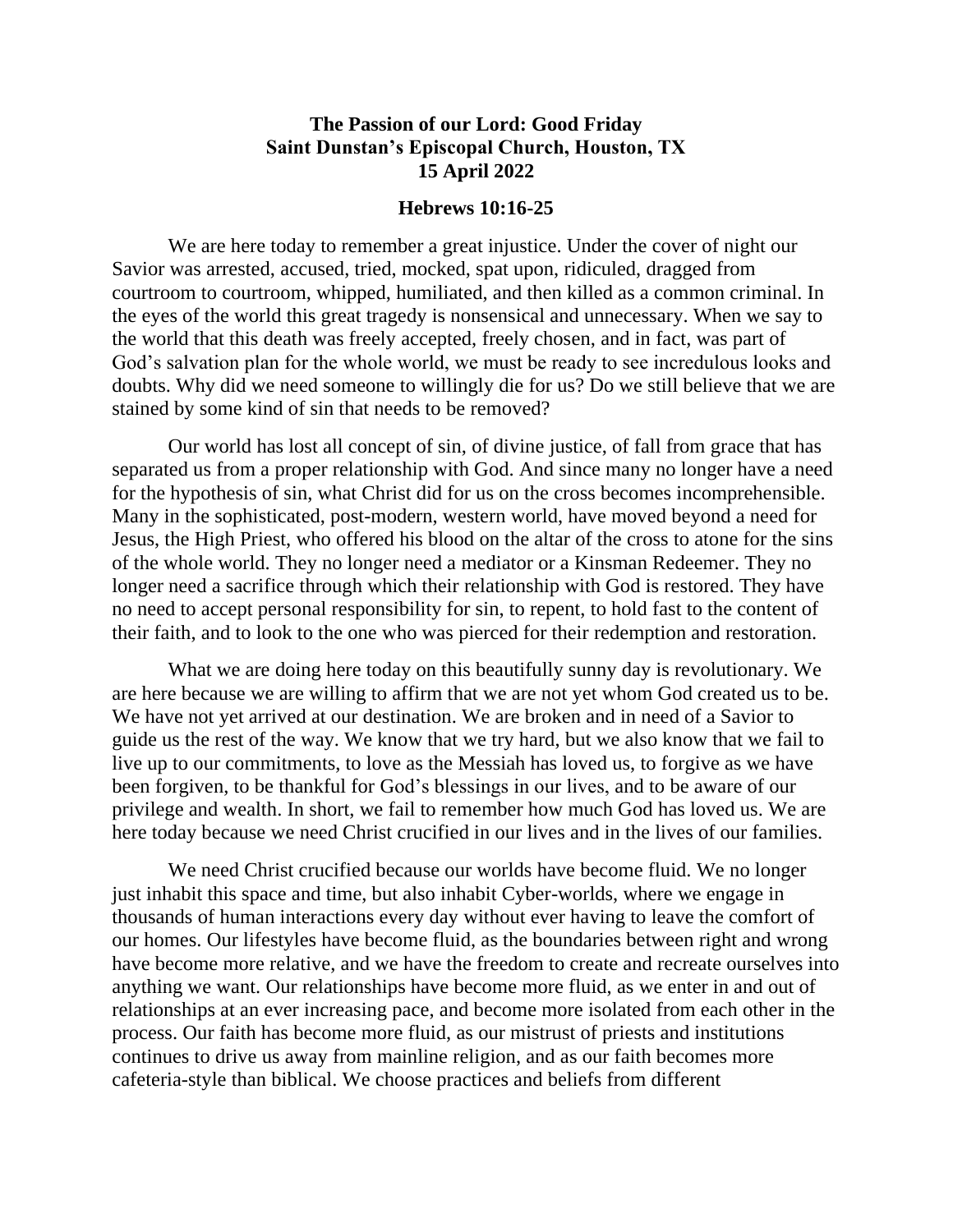**The Passion of our Lord: Good Friday**
**Saint Dunstan's Episcopal Church, Houston, TX**
**15 April 2022**

**Hebrews 10:16-25**

We are here today to remember a great injustice. Under the cover of night our Savior was arrested, accused, tried, mocked, spat upon, ridiculed, dragged from courtroom to courtroom, whipped, humiliated, and then killed as a common criminal. In the eyes of the world this great tragedy is nonsensical and unnecessary. When we say to the world that this death was freely accepted, freely chosen, and in fact, was part of God's salvation plan for the whole world, we must be ready to see incredulous looks and doubts. Why did we need someone to willingly die for us? Do we still believe that we are stained by some kind of sin that needs to be removed?

Our world has lost all concept of sin, of divine justice, of fall from grace that has separated us from a proper relationship with God. And since many no longer have a need for the hypothesis of sin, what Christ did for us on the cross becomes incomprehensible. Many in the sophisticated, post-modern, western world, have moved beyond a need for Jesus, the High Priest, who offered his blood on the altar of the cross to atone for the sins of the whole world. They no longer need a mediator or a Kinsman Redeemer. They no longer need a sacrifice through which their relationship with God is restored. They have no need to accept personal responsibility for sin, to repent, to hold fast to the content of their faith, and to look to the one who was pierced for their redemption and restoration.

What we are doing here today on this beautifully sunny day is revolutionary. We are here because we are willing to affirm that we are not yet whom God created us to be. We have not yet arrived at our destination. We are broken and in need of a Savior to guide us the rest of the way. We know that we try hard, but we also know that we fail to live up to our commitments, to love as the Messiah has loved us, to forgive as we have been forgiven, to be thankful for God's blessings in our lives, and to be aware of our privilege and wealth. In short, we fail to remember how much God has loved us. We are here today because we need Christ crucified in our lives and in the lives of our families.

We need Christ crucified because our worlds have become fluid. We no longer just inhabit this space and time, but also inhabit Cyber-worlds, where we engage in thousands of human interactions every day without ever having to leave the comfort of our homes. Our lifestyles have become fluid, as the boundaries between right and wrong have become more relative, and we have the freedom to create and recreate ourselves into anything we want. Our relationships have become more fluid, as we enter in and out of relationships at an ever increasing pace, and become more isolated from each other in the process. Our faith has become more fluid, as our mistrust of priests and institutions continues to drive us away from mainline religion, and as our faith becomes more cafeteria-style than biblical. We choose practices and beliefs from different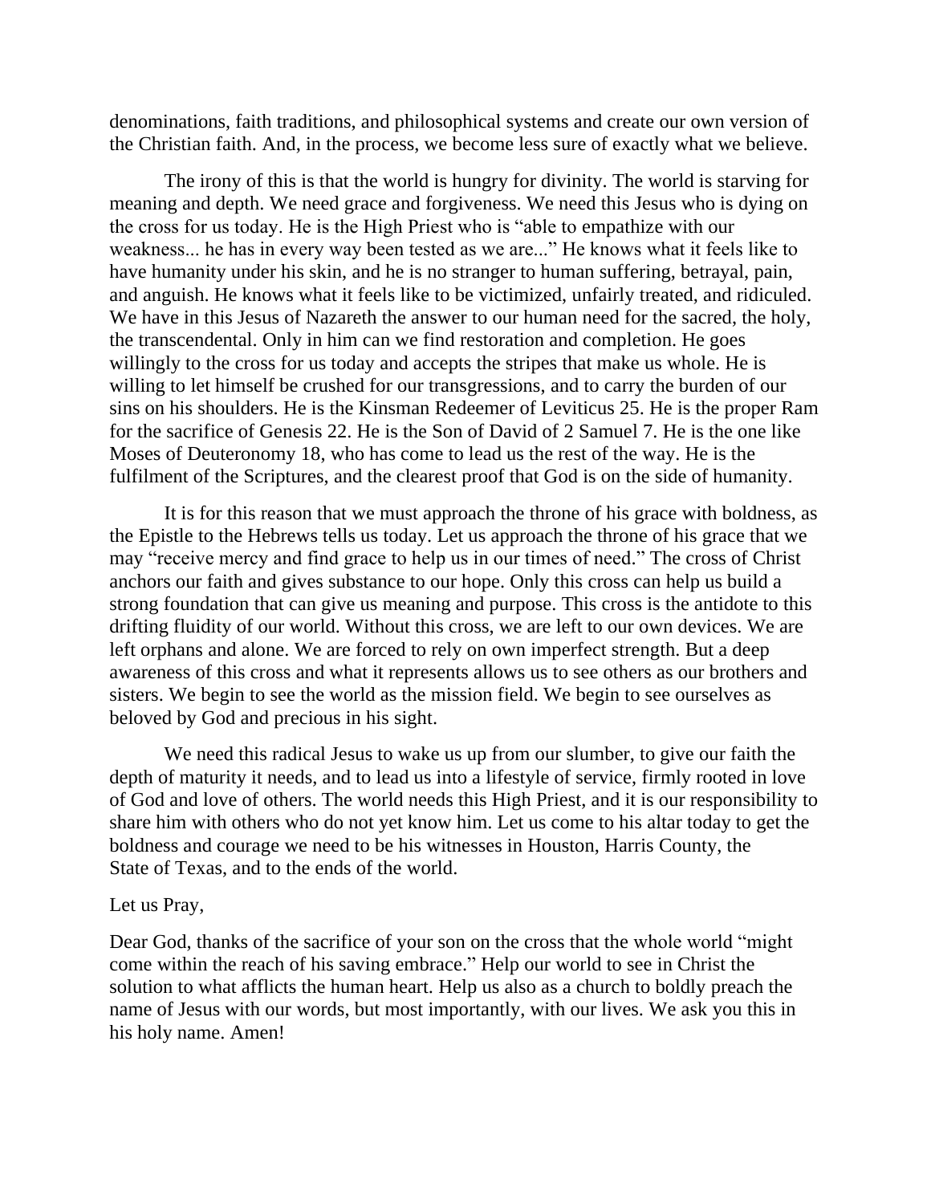denominations, faith traditions, and philosophical systems and create our own version of the Christian faith. And, in the process, we become less sure of exactly what we believe.

The irony of this is that the world is hungry for divinity. The world is starving for meaning and depth. We need grace and forgiveness. We need this Jesus who is dying on the cross for us today. He is the High Priest who is "able to empathize with our weakness... he has in every way been tested as we are..." He knows what it feels like to have humanity under his skin, and he is no stranger to human suffering, betrayal, pain, and anguish. He knows what it feels like to be victimized, unfairly treated, and ridiculed. We have in this Jesus of Nazareth the answer to our human need for the sacred, the holy, the transcendental. Only in him can we find restoration and completion. He goes willingly to the cross for us today and accepts the stripes that make us whole. He is willing to let himself be crushed for our transgressions, and to carry the burden of our sins on his shoulders. He is the Kinsman Redeemer of Leviticus 25. He is the proper Ram for the sacrifice of Genesis 22. He is the Son of David of 2 Samuel 7. He is the one like Moses of Deuteronomy 18, who has come to lead us the rest of the way. He is the fulfilment of the Scriptures, and the clearest proof that God is on the side of humanity.

It is for this reason that we must approach the throne of his grace with boldness, as the Epistle to the Hebrews tells us today. Let us approach the throne of his grace that we may "receive mercy and find grace to help us in our times of need." The cross of Christ anchors our faith and gives substance to our hope. Only this cross can help us build a strong foundation that can give us meaning and purpose. This cross is the antidote to this drifting fluidity of our world. Without this cross, we are left to our own devices. We are left orphans and alone. We are forced to rely on own imperfect strength. But a deep awareness of this cross and what it represents allows us to see others as our brothers and sisters. We begin to see the world as the mission field. We begin to see ourselves as beloved by God and precious in his sight.

We need this radical Jesus to wake us up from our slumber, to give our faith the depth of maturity it needs, and to lead us into a lifestyle of service, firmly rooted in love of God and love of others. The world needs this High Priest, and it is our responsibility to share him with others who do not yet know him. Let us come to his altar today to get the boldness and courage we need to be his witnesses in Houston, Harris County, the State of Texas, and to the ends of the world.

Let us Pray,

Dear God, thanks of the sacrifice of your son on the cross that the whole world "might come within the reach of his saving embrace." Help our world to see in Christ the solution to what afflicts the human heart. Help us also as a church to boldly preach the name of Jesus with our words, but most importantly, with our lives. We ask you this in his holy name. Amen!